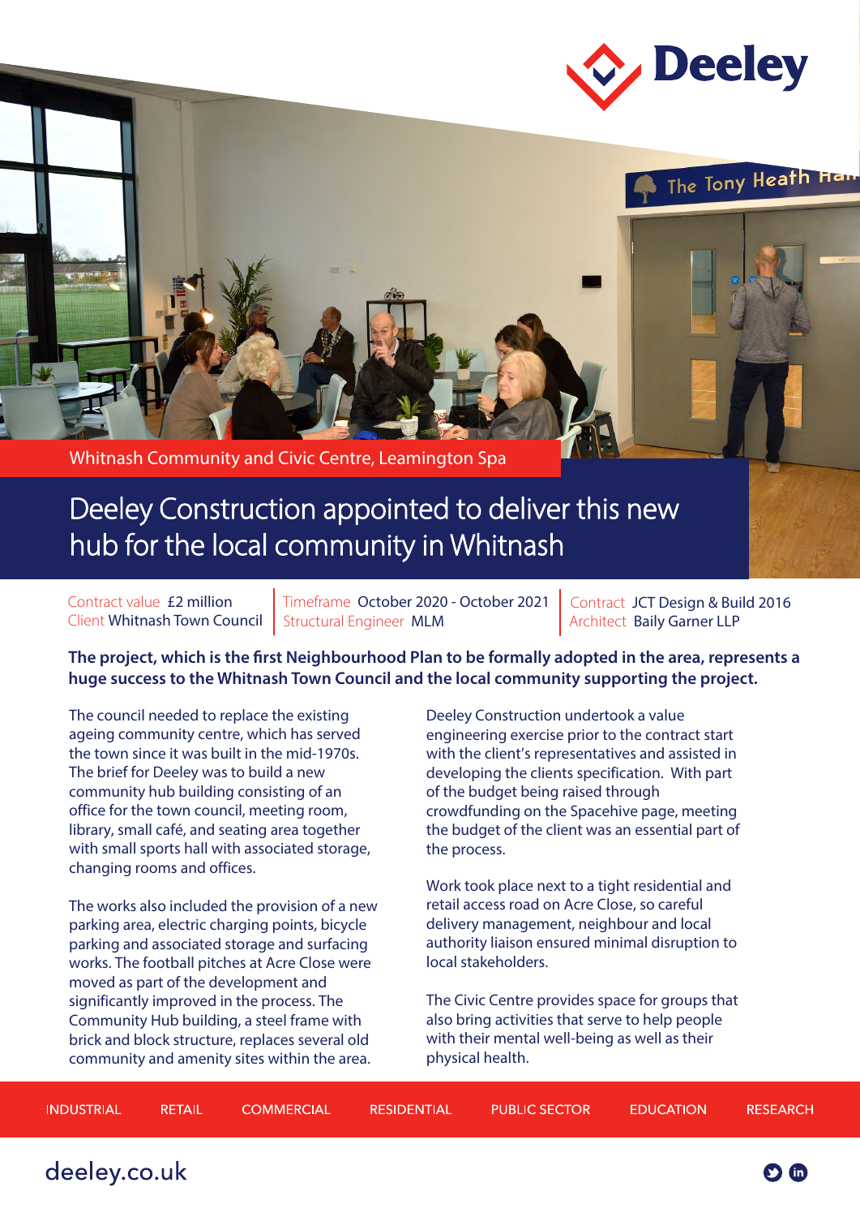Deeley

Whitnash Community and Civic Centre, Leamington Spa

# Deeley Construction appointed to deliver this new hub for the local community in Whitnash

Contract value £2 million
Client Whitnash Town Council

Timeframe October 2020 - October 2021
Structural Engineer MLM

Contract JCT Design & Build 2016
Architect Baily Garner LLP

**The project, which is the first Neighbourhood Plan to be formally adopted in the area, represents a huge success to the Whitnash Town Council and the local community supporting the project.**

The council needed to replace the existing ageing community centre, which has served the town since it was built in the mid-1970s. The brief for Deeley was to build a new community hub building consisting of an office for the town council, meeting room, library, small café, and seating area together with small sports hall with associated storage, changing rooms and offices.

The works also included the provision of a new parking area, electric charging points, bicycle parking and associated storage and surfacing works. The football pitches at Acre Close were moved as part of the development and significantly improved in the process. The Community Hub building, a steel frame with brick and block structure, replaces several old community and amenity sites within the area.

Deeley Construction undertook a value engineering exercise prior to the contract start with the client's representatives and assisted in developing the clients specification. With part of the budget being raised through crowdfunding on the Spacehive page, meeting the budget of the client was an essential part of the process.

Work took place next to a tight residential and retail access road on Acre Close, so careful delivery management, neighbour and local authority liaison ensured minimal disruption to local stakeholders.

The Civic Centre provides space for groups that also bring activities that serve to help people with their mental well-being as well as their physical health.

INDUSTRIAL | RETAIL | COMMERCIAL | RESIDENTIAL | PUBLIC SECTOR | EDUCATION | RESEARCH

deeley.co.uk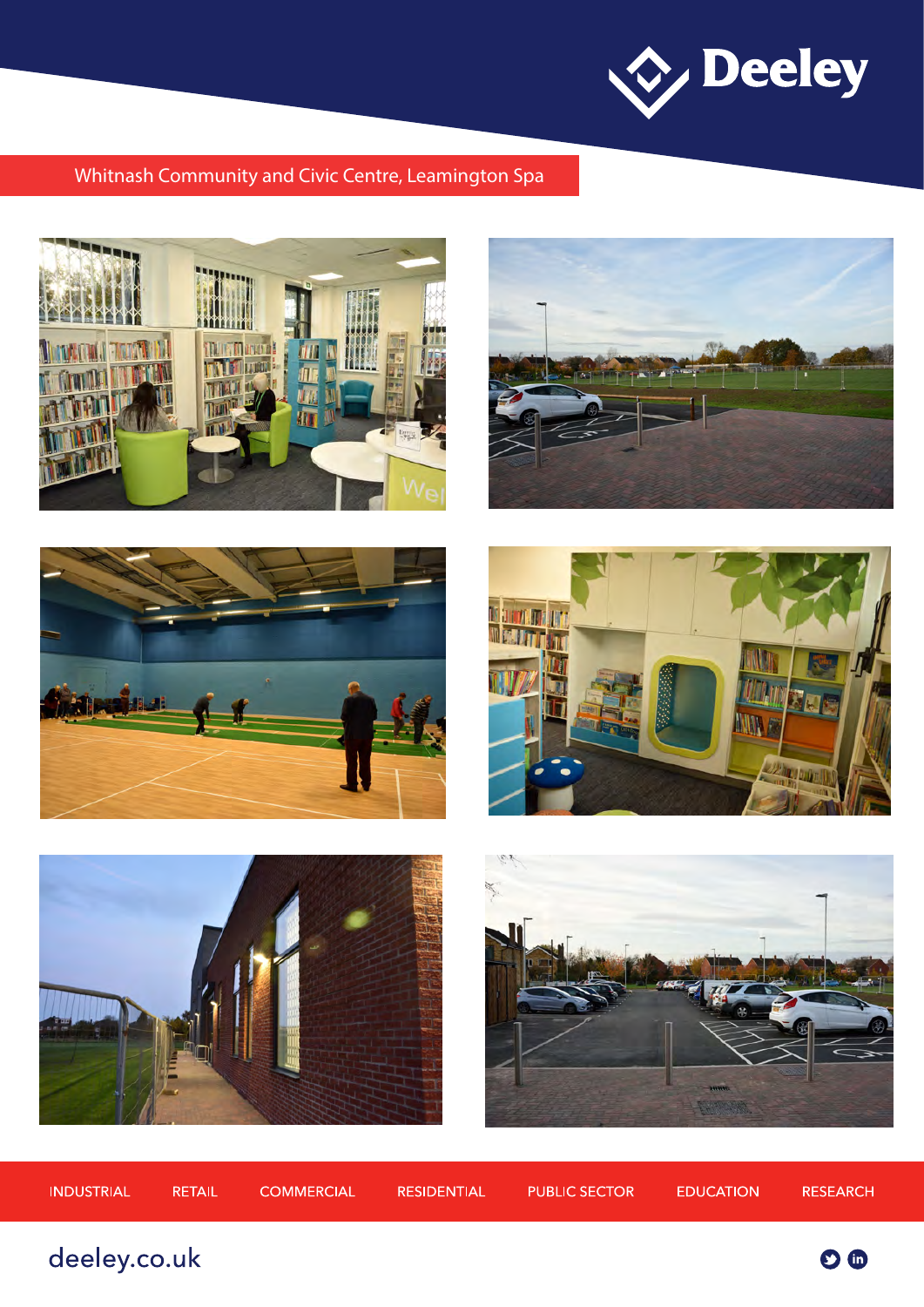Deeley

## Whitnash Community and Civic Centre, Leamington Spa

INDUSTRIAL RETAIL COMMERCIAL RESIDENTIAL PUBLIC SECTOR EDUCATION RESEARCH

deeley.co.uk